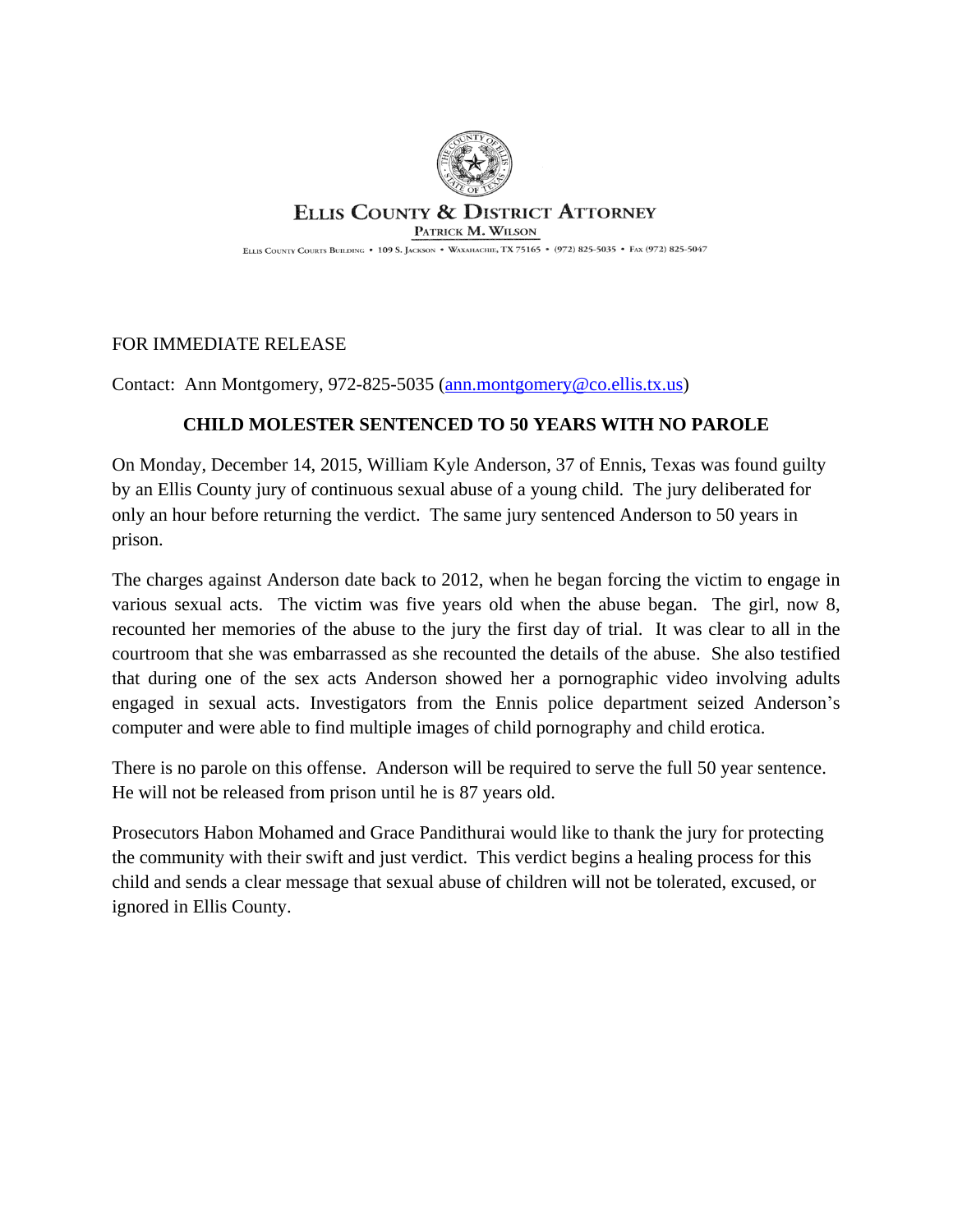# Ellis County & District Attorney

Patrick M. Wilson

Ellis County Courts Building • 109 S. Jackson • Waxahachie, TX 75165 • (972) 825-5035 • Fax (972) 825-5047

FOR IMMEDIATE RELEASE

Contact: Ann Montgomery, 972-825-5035 (ann.montgomery@co.ellis.tx.us)

## CHILD MOLESTER SENTENCED TO 50 YEARS WITH NO PAROLE

On Monday, December 14, 2015, William Kyle Anderson, 37 of Ennis, Texas was found guilty by an Ellis County jury of continuous sexual abuse of a young child. The jury deliberated for only an hour before returning the verdict. The same jury sentenced Anderson to 50 years in prison.

The charges against Anderson date back to 2012, when he began forcing the victim to engage in various sexual acts. The victim was five years old when the abuse began. The girl, now 8, recounted her memories of the abuse to the jury the first day of trial. It was clear to all in the courtroom that she was embarrassed as she recounted the details of the abuse. She also testified that during one of the sex acts Anderson showed her a pornographic video involving adults engaged in sexual acts. Investigators from the Ennis police department seized Anderson's computer and were able to find multiple images of child pornography and child erotica.

There is no parole on this offense. Anderson will be required to serve the full 50 year sentence. He will not be released from prison until he is 87 years old.

Prosecutors Habon Mohamed and Grace Pandithurai would like to thank the jury for protecting the community with their swift and just verdict. This verdict begins a healing process for this child and sends a clear message that sexual abuse of children will not be tolerated, excused, or ignored in Ellis County.